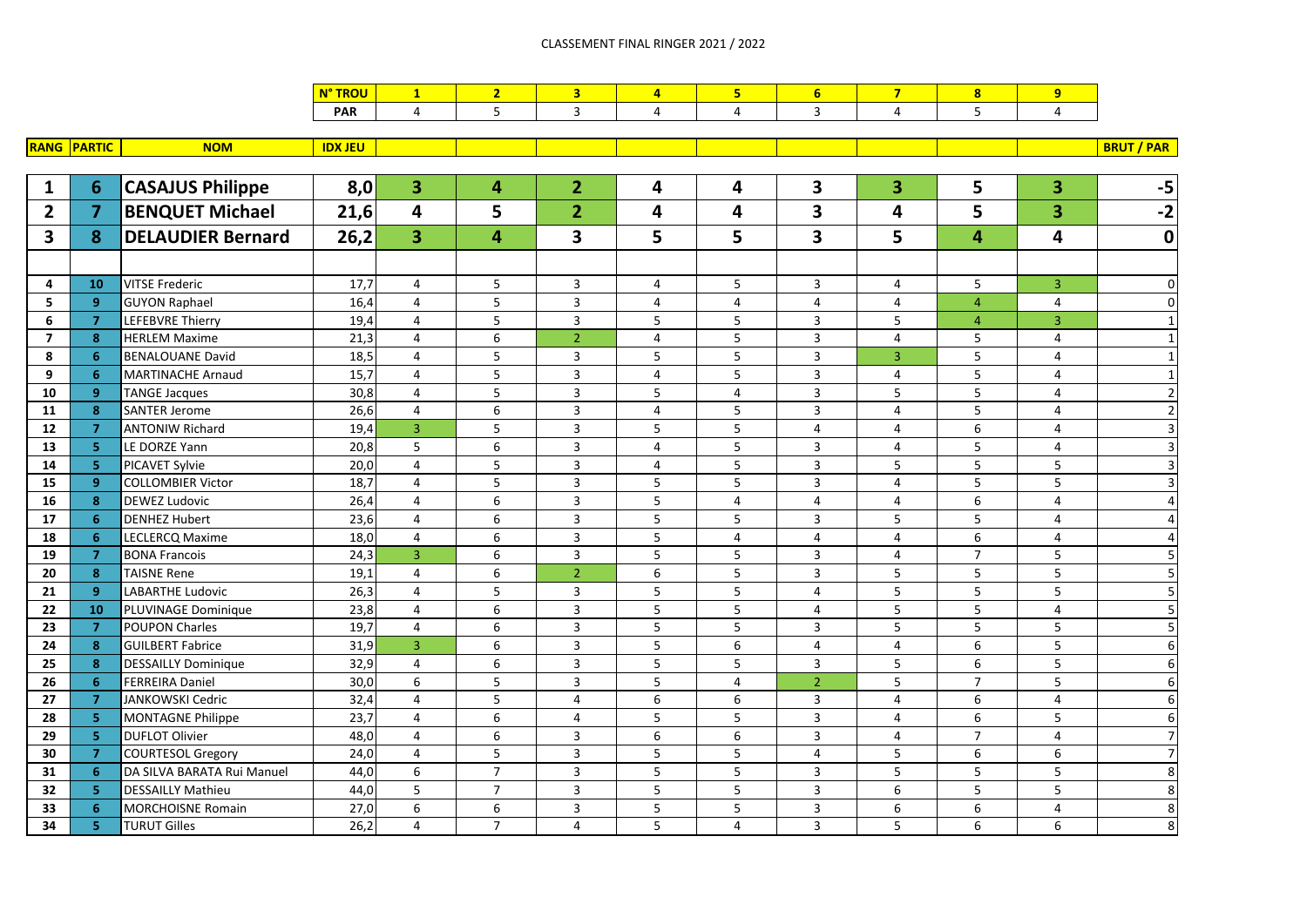CLASSEMENT FINAL RINGER 2021 / 2022

| RANG | PARTIC | NOM | IDX JEU | 1 | 2 | 3 | 4 | 5 | 6 | 7 | 8 | 9 | BRUT / PAR |
|---|---|---|---|---|---|---|---|---|---|---|---|---|---|
| | | | PAR | 4 | 5 | 3 | 4 | 4 | 3 | 4 | 5 | 4 | |
| **1** | **6** | **CASAJUS Philippe** | **8,0** | **3** | **4** | **2** | **4** | **4** | **3** | **3** | **5** | **3** | **-5** |
| **2** | **7** | **BENQUET Michael** | **21,6** | **4** | **5** | **2** | **4** | **4** | **3** | **4** | **5** | **3** | **-2** |
| **3** | **8** | **DELAUDIER Bernard** | **26,2** | **3** | **4** | **3** | **5** | **5** | **3** | **5** | **4** | **4** | **0** |
| 4 | 10 | VITSE Frederic | 17,7 | 4 | 5 | 3 | 4 | 5 | 3 | 4 | 5 | 3 | 0 |
| 5 | 9 | GUYON Raphael | 16,4 | 4 | 5 | 3 | 4 | 4 | 4 | 4 | 4 | 4 | 0 |
| 6 | 7 | LEFEBVRE Thierry | 19,4 | 4 | 5 | 3 | 5 | 5 | 3 | 5 | 4 | 3 | 1 |
| 7 | 8 | HERLEM Maxime | 21,3 | 4 | 6 | 2 | 4 | 5 | 3 | 4 | 5 | 4 | 1 |
| 8 | 6 | BENALOUANE David | 18,5 | 4 | 5 | 3 | 5 | 5 | 3 | 3 | 5 | 4 | 1 |
| 9 | 6 | MARTINACHE Arnaud | 15,7 | 4 | 5 | 3 | 4 | 5 | 3 | 4 | 5 | 4 | 1 |
| 10 | 9 | TANGE Jacques | 30,8 | 4 | 5 | 3 | 5 | 4 | 3 | 5 | 5 | 4 | 2 |
| 11 | 8 | SANTER Jerome | 26,6 | 4 | 6 | 3 | 4 | 5 | 3 | 4 | 5 | 4 | 2 |
| 12 | 7 | ANTONIW Richard | 19,4 | 3 | 5 | 3 | 5 | 5 | 4 | 4 | 6 | 4 | 3 |
| 13 | 5 | LE DORZE Yann | 20,8 | 5 | 6 | 3 | 4 | 5 | 3 | 4 | 5 | 4 | 3 |
| 14 | 5 | PICAVET Sylvie | 20,0 | 4 | 5 | 3 | 4 | 5 | 3 | 5 | 5 | 5 | 3 |
| 15 | 9 | COLLOMBIER Victor | 18,7 | 4 | 5 | 3 | 5 | 5 | 3 | 4 | 5 | 5 | 3 |
| 16 | 8 | DEWEZ Ludovic | 26,4 | 4 | 6 | 3 | 5 | 4 | 4 | 4 | 6 | 4 | 4 |
| 17 | 6 | DENHEZ Hubert | 23,6 | 4 | 6 | 3 | 5 | 5 | 3 | 5 | 5 | 4 | 4 |
| 18 | 6 | LECLERCQ Maxime | 18,0 | 4 | 6 | 3 | 5 | 4 | 4 | 4 | 6 | 4 | 4 |
| 19 | 7 | BONA Francois | 24,3 | 3 | 6 | 3 | 5 | 5 | 3 | 4 | 7 | 5 | 5 |
| 20 | 8 | TAISNE Rene | 19,1 | 4 | 6 | 2 | 6 | 5 | 3 | 5 | 5 | 5 | 5 |
| 21 | 9 | LABARTHE Ludovic | 26,3 | 4 | 5 | 3 | 5 | 5 | 4 | 5 | 5 | 5 | 5 |
| 22 | 10 | PLUVINAGE Dominique | 23,8 | 4 | 6 | 3 | 5 | 5 | 4 | 5 | 5 | 4 | 5 |
| 23 | 7 | POUPON Charles | 19,7 | 4 | 6 | 3 | 5 | 5 | 3 | 5 | 5 | 5 | 5 |
| 24 | 8 | GUILBERT Fabrice | 31,9 | 3 | 6 | 3 | 5 | 6 | 4 | 4 | 6 | 5 | 6 |
| 25 | 8 | DESSAILLY Dominique | 32,9 | 4 | 6 | 3 | 5 | 5 | 3 | 5 | 6 | 5 | 6 |
| 26 | 6 | FERREIRA Daniel | 30,0 | 6 | 5 | 3 | 5 | 4 | 2 | 5 | 7 | 5 | 6 |
| 27 | 7 | JANKOWSKI Cedric | 32,4 | 4 | 5 | 4 | 6 | 6 | 3 | 4 | 6 | 4 | 6 |
| 28 | 5 | MONTAGNE Philippe | 23,7 | 4 | 6 | 4 | 5 | 5 | 3 | 4 | 6 | 5 | 6 |
| 29 | 5 | DUFLOT Olivier | 48,0 | 4 | 6 | 3 | 6 | 6 | 3 | 4 | 7 | 4 | 7 |
| 30 | 7 | COURTESOL Gregory | 24,0 | 4 | 5 | 3 | 5 | 5 | 4 | 5 | 6 | 6 | 7 |
| 31 | 6 | DA SILVA BARATA Rui Manuel | 44,0 | 6 | 7 | 3 | 5 | 5 | 3 | 5 | 5 | 5 | 8 |
| 32 | 5 | DESSAILLY Mathieu | 44,0 | 5 | 7 | 3 | 5 | 5 | 3 | 6 | 5 | 5 | 8 |
| 33 | 6 | MORCHOISNE Romain | 27,0 | 6 | 6 | 3 | 5 | 5 | 3 | 6 | 6 | 4 | 8 |
| 34 | 5 | TURUT Gilles | 26,2 | 4 | 7 | 4 | 5 | 4 | 3 | 5 | 6 | 6 | 8 |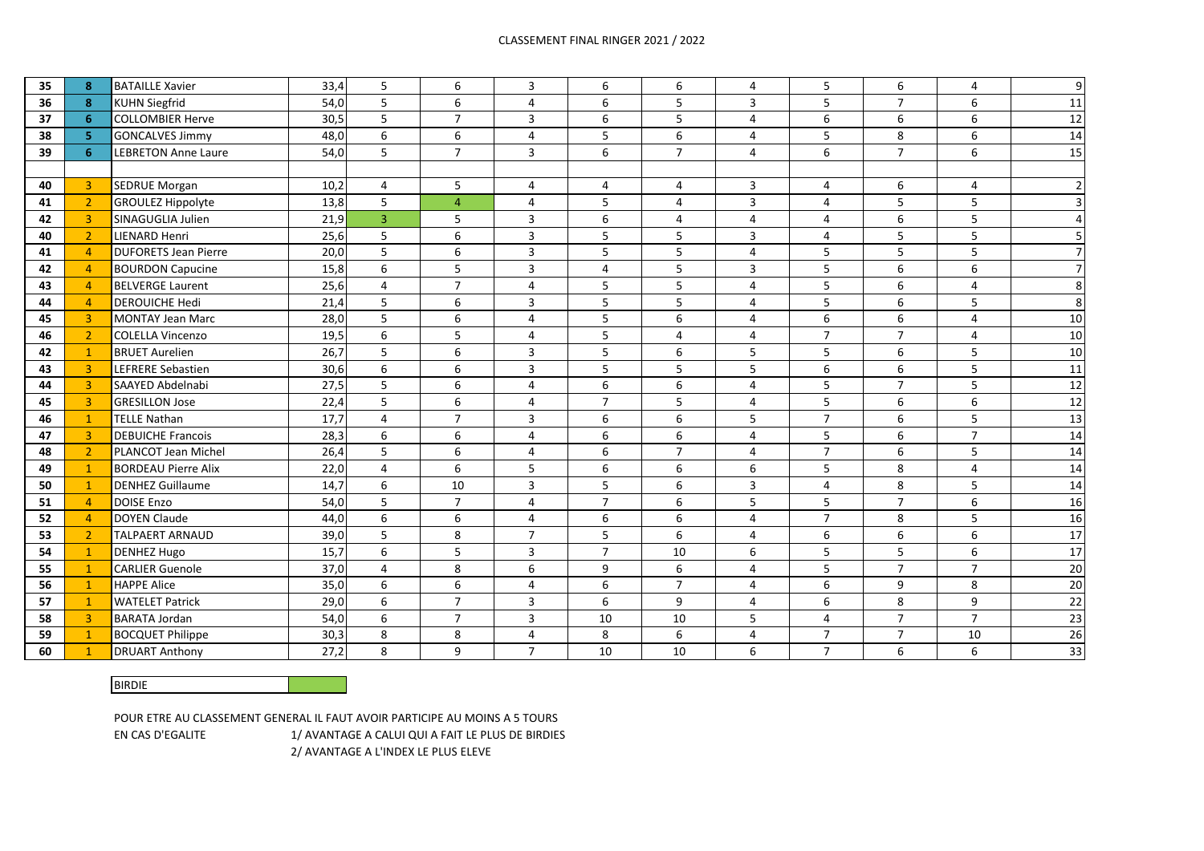CLASSEMENT FINAL RINGER 2021 / 2022

| | | | | | | | | | | | | | |
|---|---|---|---|---|---|---|---|---|---|---|---|---|---|
| 35 | 8 | BATAILLE Xavier | 33,4 | 5 | 6 | 3 | 6 | 6 | 4 | 5 | 6 | 4 | 9 |
| 36 | 8 | KUHN Siegfrid | 54,0 | 5 | 6 | 4 | 6 | 5 | 3 | 5 | 7 | 6 | 11 |
| 37 | 6 | COLLOMBIER Herve | 30,5 | 5 | 7 | 3 | 6 | 5 | 4 | 6 | 6 | 6 | 12 |
| 38 | 5 | GONCALVES Jimmy | 48,0 | 6 | 6 | 4 | 5 | 6 | 4 | 5 | 8 | 6 | 14 |
| 39 | 6 | LEBRETON Anne Laure | 54,0 | 5 | 7 | 3 | 6 | 7 | 4 | 6 | 7 | 6 | 15 |
| | | | | | | | | | | | | | |
| 40 | 3 | SEDRUE Morgan | 10,2 | 4 | 5 | 4 | 4 | 4 | 3 | 4 | 6 | 4 | 2 |
| 41 | 2 | GROULEZ Hippolyte | 13,8 | 5 | 4 | 4 | 5 | 4 | 3 | 4 | 5 | 5 | 3 |
| 42 | 3 | SINAGUGLIA Julien | 21,9 | 3 | 5 | 3 | 6 | 4 | 4 | 4 | 6 | 5 | 4 |
| 40 | 2 | LIENARD Henri | 25,6 | 5 | 6 | 3 | 5 | 5 | 3 | 4 | 5 | 5 | 5 |
| 41 | 4 | DUFORETS Jean Pierre | 20,0 | 5 | 6 | 3 | 5 | 5 | 4 | 5 | 5 | 5 | 7 |
| 42 | 4 | BOURDON Capucine | 15,8 | 6 | 5 | 3 | 4 | 5 | 3 | 5 | 6 | 6 | 7 |
| 43 | 4 | BELVERGE Laurent | 25,6 | 4 | 7 | 4 | 5 | 5 | 4 | 5 | 6 | 4 | 8 |
| 44 | 4 | DEROUICHE Hedi | 21,4 | 5 | 6 | 3 | 5 | 5 | 4 | 5 | 6 | 5 | 8 |
| 45 | 3 | MONTAY Jean Marc | 28,0 | 5 | 6 | 4 | 5 | 6 | 4 | 6 | 6 | 4 | 10 |
| 46 | 2 | COLELLA Vincenzo | 19,5 | 6 | 5 | 4 | 5 | 4 | 4 | 7 | 7 | 4 | 10 |
| 42 | 1 | BRUET Aurelien | 26,7 | 5 | 6 | 3 | 5 | 6 | 5 | 5 | 6 | 5 | 10 |
| 43 | 3 | LEFRERE Sebastien | 30,6 | 6 | 6 | 3 | 5 | 5 | 5 | 6 | 6 | 5 | 11 |
| 44 | 3 | SAAYED Abdelnabi | 27,5 | 5 | 6 | 4 | 6 | 6 | 4 | 5 | 7 | 5 | 12 |
| 45 | 3 | GRESILLON Jose | 22,4 | 5 | 6 | 4 | 7 | 5 | 4 | 5 | 6 | 6 | 12 |
| 46 | 1 | TELLE Nathan | 17,7 | 4 | 7 | 3 | 6 | 6 | 5 | 7 | 6 | 5 | 13 |
| 47 | 3 | DEBUICHE Francois | 28,3 | 6 | 6 | 4 | 6 | 6 | 4 | 5 | 6 | 7 | 14 |
| 48 | 2 | PLANCOT Jean Michel | 26,4 | 5 | 6 | 4 | 6 | 7 | 4 | 7 | 6 | 5 | 14 |
| 49 | 1 | BORDEAU Pierre Alix | 22,0 | 4 | 6 | 5 | 6 | 6 | 6 | 5 | 8 | 4 | 14 |
| 50 | 1 | DENHEZ Guillaume | 14,7 | 6 | 10 | 3 | 5 | 6 | 3 | 4 | 8 | 5 | 14 |
| 51 | 4 | DOISE Enzo | 54,0 | 5 | 7 | 4 | 7 | 6 | 5 | 5 | 7 | 6 | 16 |
| 52 | 4 | DOYEN Claude | 44,0 | 6 | 6 | 4 | 6 | 6 | 4 | 7 | 8 | 5 | 16 |
| 53 | 2 | TALPAERT ARNAUD | 39,0 | 5 | 8 | 7 | 5 | 6 | 4 | 6 | 6 | 6 | 17 |
| 54 | 1 | DENHEZ Hugo | 15,7 | 6 | 5 | 3 | 7 | 10 | 6 | 5 | 5 | 6 | 17 |
| 55 | 1 | CARLIER Guenole | 37,0 | 4 | 8 | 6 | 9 | 6 | 4 | 5 | 7 | 7 | 20 |
| 56 | 1 | HAPPE Alice | 35,0 | 6 | 6 | 4 | 6 | 7 | 4 | 6 | 9 | 8 | 20 |
| 57 | 1 | WATELET Patrick | 29,0 | 6 | 7 | 3 | 6 | 9 | 4 | 6 | 8 | 9 | 22 |
| 58 | 3 | BARATA Jordan | 54,0 | 6 | 7 | 3 | 10 | 10 | 5 | 4 | 7 | 7 | 23 |
| 59 | 1 | BOCQUET Philippe | 30,3 | 8 | 8 | 4 | 8 | 6 | 4 | 7 | 7 | 10 | 26 |
| 60 | 1 | DRUART Anthony | 27,2 | 8 | 9 | 7 | 10 | 10 | 6 | 7 | 6 | 6 | 33 |

BIRDIE

POUR ETRE AU CLASSEMENT GENERAL IL FAUT AVOIR PARTICIPE AU MOINS A 5 TOURS

EN CAS D'EGALITE 1/ AVANTAGE A CALUI QUI A FAIT LE PLUS DE BIRDIES

2/ AVANTAGE A L'INDEX LE PLUS ELEVE